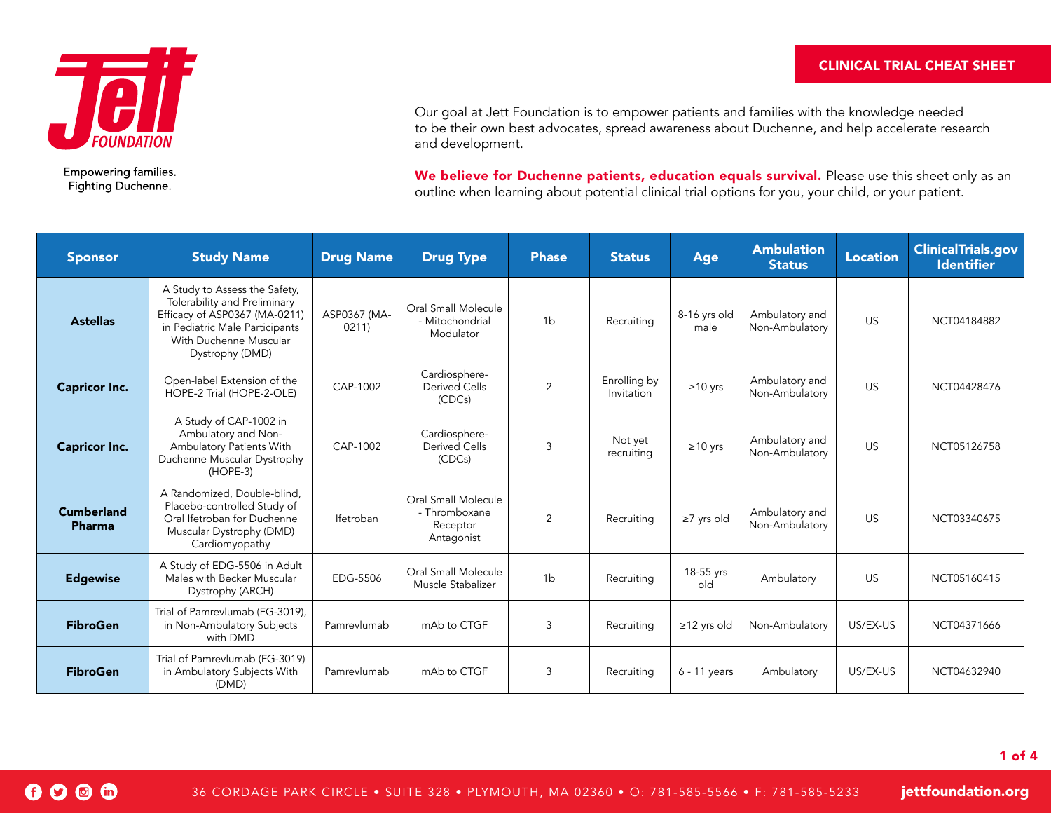**CLINICAL TRIAL CHEAT SHEET**

Jett FOUNDATION

Empowering families.
Fighting Duchenne.

Our goal at Jett Foundation is to empower patients and families with the knowledge needed to be their own best advocates, spread awareness about Duchenne, and help accelerate research and development.

**We believe for Duchenne patients, education equals survival.** Please use this sheet only as an outline when learning about potential clinical trial options for you, your child, or your patient.

| Sponsor | Study Name | Drug Name | Drug Type | Phase | Status | Age | Ambulation Status | Location | ClinicalTrials.gov Identifier |
|---|---|---|---|---|---|---|---|---|---|
| **Astellas** | A Study to Assess the Safety, Tolerability and Preliminary Efficacy of ASP0367 (MA-0211) in Pediatric Male Participants With Duchenne Muscular Dystrophy (DMD) | ASP0367 (MA-0211) | Oral Small Molecule - Mitochondrial Modulator | 1b | Recruiting | 8-16 yrs old male | Ambulatory and Non-Ambulatory | US | NCT04184882 |
| **Capricor Inc.** | Open-label Extension of the HOPE-2 Trial (HOPE-2-OLE) | CAP-1002 | Cardiosphere-Derived Cells (CDCs) | 2 | Enrolling by Invitation | ≥10 yrs | Ambulatory and Non-Ambulatory | US | NCT04428476 |
| **Capricor Inc.** | A Study of CAP-1002 in Ambulatory and Non-Ambulatory Patients With Duchenne Muscular Dystrophy (HOPE-3) | CAP-1002 | Cardiosphere-Derived Cells (CDCs) | 3 | Not yet recruiting | ≥10 yrs | Ambulatory and Non-Ambulatory | US | NCT05126758 |
| **Cumberland Pharma** | A Randomized, Double-blind, Placebo-controlled Study of Oral Ifetroban for Duchenne Muscular Dystrophy (DMD) Cardiomyopathy | Ifetroban | Oral Small Molecule - Thromboxane Receptor Antagonist | 2 | Recruiting | ≥7 yrs old | Ambulatory and Non-Ambulatory | US | NCT03340675 |
| **Edgewise** | A Study of EDG-5506 in Adult Males with Becker Muscular Dystrophy (ARCH) | EDG-5506 | Oral Small Molecule Muscle Stabalizer | 1b | Recruiting | 18-55 yrs old | Ambulatory | US | NCT05160415 |
| **FibroGen** | Trial of Pamrevlumab (FG-3019), in Non-Ambulatory Subjects with DMD | Pamrevlumab | mAb to CTGF | 3 | Recruiting | ≥12 yrs old | Non-Ambulatory | US/EX-US | NCT04371666 |
| **FibroGen** | Trial of Pamrevlumab (FG-3019) in Ambulatory Subjects With (DMD) | Pamrevlumab | mAb to CTGF | 3 | Recruiting | 6 - 11 years | Ambulatory | US/EX-US | NCT04632940 |

36 CORDAGE PARK CIRCLE • SUITE 328 • PLYMOUTH, MA 02360 • O: 781-585-5566 • F: 781-585-5233 jettfoundation.org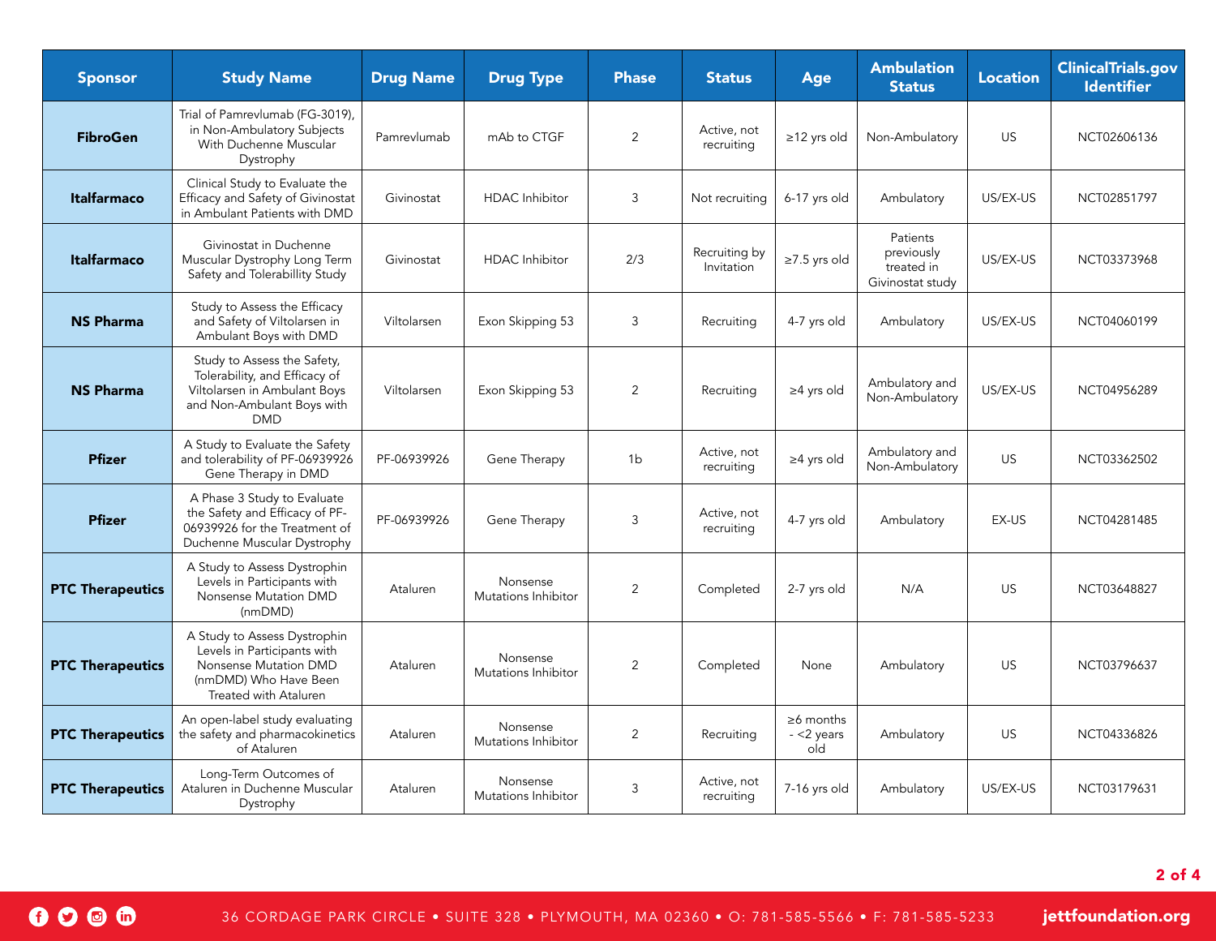| Sponsor | Study Name | Drug Name | Drug Type | Phase | Status | Age | Ambulation Status | Location | ClinicalTrials.gov Identifier |
|---|---|---|---|---|---|---|---|---|---|
| **FibroGen** | Trial of Pamrevlumab (FG-3019), in Non-Ambulatory Subjects With Duchenne Muscular Dystrophy | Pamrevlumab | mAb to CTGF | 2 | Active, not recruiting | ≥12 yrs old | Non-Ambulatory | US | NCT02606136 |
| **Italfarmaco** | Clinical Study to Evaluate the Efficacy and Safety of Givinostat in Ambulant Patients with DMD | Givinostat | HDAC Inhibitor | 3 | Not recruiting | 6-17 yrs old | Ambulatory | US/EX-US | NCT02851797 |
| **Italfarmaco** | Givinostat in Duchenne Muscular Dystrophy Long Term Safety and Tolerabillity Study | Givinostat | HDAC Inhibitor | 2/3 | Recruiting by Invitation | ≥7.5 yrs old | Patients previously treated in Givinostat study | US/EX-US | NCT03373968 |
| **NS Pharma** | Study to Assess the Efficacy and Safety of Viltolarsen in Ambulant Boys with DMD | Viltolarsen | Exon Skipping 53 | 3 | Recruiting | 4-7 yrs old | Ambulatory | US/EX-US | NCT04060199 |
| **NS Pharma** | Study to Assess the Safety, Tolerability, and Efficacy of Viltolarsen in Ambulant Boys and Non-Ambulant Boys with DMD | Viltolarsen | Exon Skipping 53 | 2 | Recruiting | ≥4 yrs old | Ambulatory and Non-Ambulatory | US/EX-US | NCT04956289 |
| **Pfizer** | A Study to Evaluate the Safety and tolerability of PF-06939926 Gene Therapy in DMD | PF-06939926 | Gene Therapy | 1b | Active, not recruiting | ≥4 yrs old | Ambulatory and Non-Ambulatory | US | NCT03362502 |
| **Pfizer** | A Phase 3 Study to Evaluate the Safety and Efficacy of PF-06939926 for the Treatment of Duchenne Muscular Dystrophy | PF-06939926 | Gene Therapy | 3 | Active, not recruiting | 4-7 yrs old | Ambulatory | EX-US | NCT04281485 |
| **PTC Therapeutics** | A Study to Assess Dystrophin Levels in Participants with Nonsense Mutation DMD (nmDMD) | Ataluren | Nonsense Mutations Inhibitor | 2 | Completed | 2-7 yrs old | N/A | US | NCT03648827 |
| **PTC Therapeutics** | A Study to Assess Dystrophin Levels in Participants with Nonsense Mutation DMD (nmDMD) Who Have Been Treated with Ataluren | Ataluren | Nonsense Mutations Inhibitor | 2 | Completed | None | Ambulatory | US | NCT03796637 |
| **PTC Therapeutics** | An open-label study evaluating the safety and pharmacokinetics of Ataluren | Ataluren | Nonsense Mutations Inhibitor | 2 | Recruiting | ≥6 months - <2 years old | Ambulatory | US | NCT04336826 |
| **PTC Therapeutics** | Long-Term Outcomes of Ataluren in Duchenne Muscular Dystrophy | Ataluren | Nonsense Mutations Inhibitor | 3 | Active, not recruiting | 7-16 yrs old | Ambulatory | US/EX-US | NCT03179631 |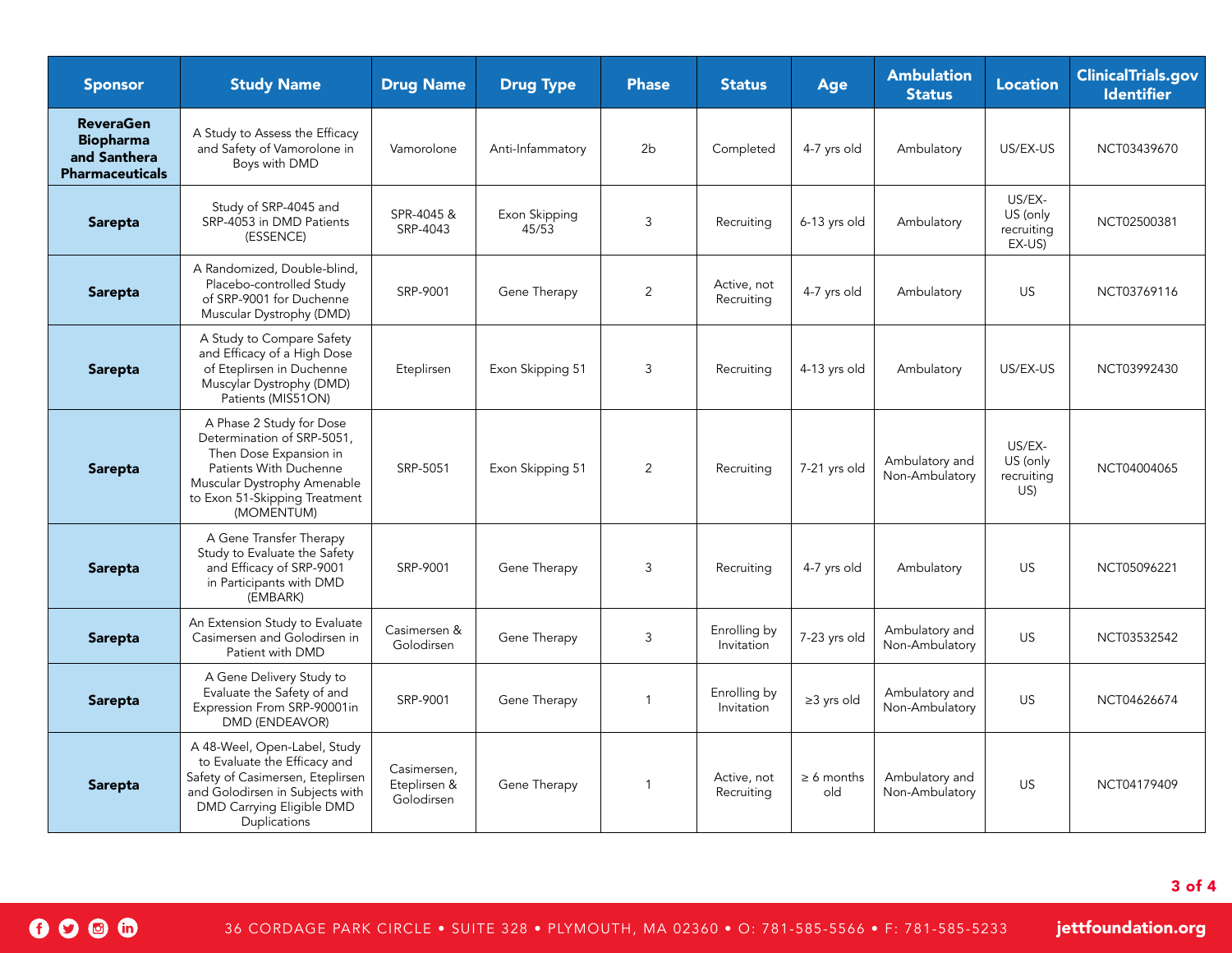| Sponsor | Study Name | Drug Name | Drug Type | Phase | Status | Age | Ambulation Status | Location | ClinicalTrials.gov Identifier |
|---|---|---|---|---|---|---|---|---|---|
| **ReveraGen Biopharma and Santhera Pharmaceuticals** | A Study to Assess the Efficacy and Safety of Vamorolone in Boys with DMD | Vamorolone | Anti-Infammatory | 2b | Completed | 4-7 yrs old | Ambulatory | US/EX-US | NCT03439670 |
| **Sarepta** | Study of SRP-4045 and SRP-4053 in DMD Patients (ESSENCE) | SPR-4045 & SRP-4043 | Exon Skipping 45/53 | 3 | Recruiting | 6-13 yrs old | Ambulatory | US/EX-US (only recruiting EX-US) | NCT02500381 |
| **Sarepta** | A Randomized, Double-blind, Placebo-controlled Study of SRP-9001 for Duchenne Muscular Dystrophy (DMD) | SRP-9001 | Gene Therapy | 2 | Active, not Recruiting | 4-7 yrs old | Ambulatory | US | NCT03769116 |
| **Sarepta** | A Study to Compare Safety and Efficacy of a High Dose of Eteplirsen in Duchenne Muscylar Dystrophy (DMD) Patients (MIS51ON) | Eteplirsen | Exon Skipping 51 | 3 | Recruiting | 4-13 yrs old | Ambulatory | US/EX-US | NCT03992430 |
| **Sarepta** | A Phase 2 Study for Dose Determination of SRP-5051, Then Dose Expansion in Patients With Duchenne Muscular Dystrophy Amenable to Exon 51-Skipping Treatment (MOMENTUM) | SRP-5051 | Exon Skipping 51 | 2 | Recruiting | 7-21 yrs old | Ambulatory and Non-Ambulatory | US/EX-US (only recruiting US) | NCT04004065 |
| **Sarepta** | A Gene Transfer Therapy Study to Evaluate the Safety and Efficacy of SRP-9001 in Participants with DMD (EMBARK) | SRP-9001 | Gene Therapy | 3 | Recruiting | 4-7 yrs old | Ambulatory | US | NCT05096221 |
| **Sarepta** | An Extension Study to Evaluate Casimersen and Golodirsen in Patient with DMD | Casimersen & Golodirsen | Gene Therapy | 3 | Enrolling by Invitation | 7-23 yrs old | Ambulatory and Non-Ambulatory | US | NCT03532542 |
| **Sarepta** | A Gene Delivery Study to Evaluate the Safety of and Expression From SRP-90001in DMD (ENDEAVOR) | SRP-9001 | Gene Therapy | 1 | Enrolling by Invitation | ≥3 yrs old | Ambulatory and Non-Ambulatory | US | NCT04626674 |
| **Sarepta** | A 48-Weel, Open-Label, Study to Evaluate the Efficacy and Safety of Casimersen, Eteplirsen and Golodirsen in Subjects with DMD Carrying Eligible DMD Duplications | Casimersen, Eteplirsen & Golodirsen | Gene Therapy | 1 | Active, not Recruiting | ≥ 6 months old | Ambulatory and Non-Ambulatory | US | NCT04179409 |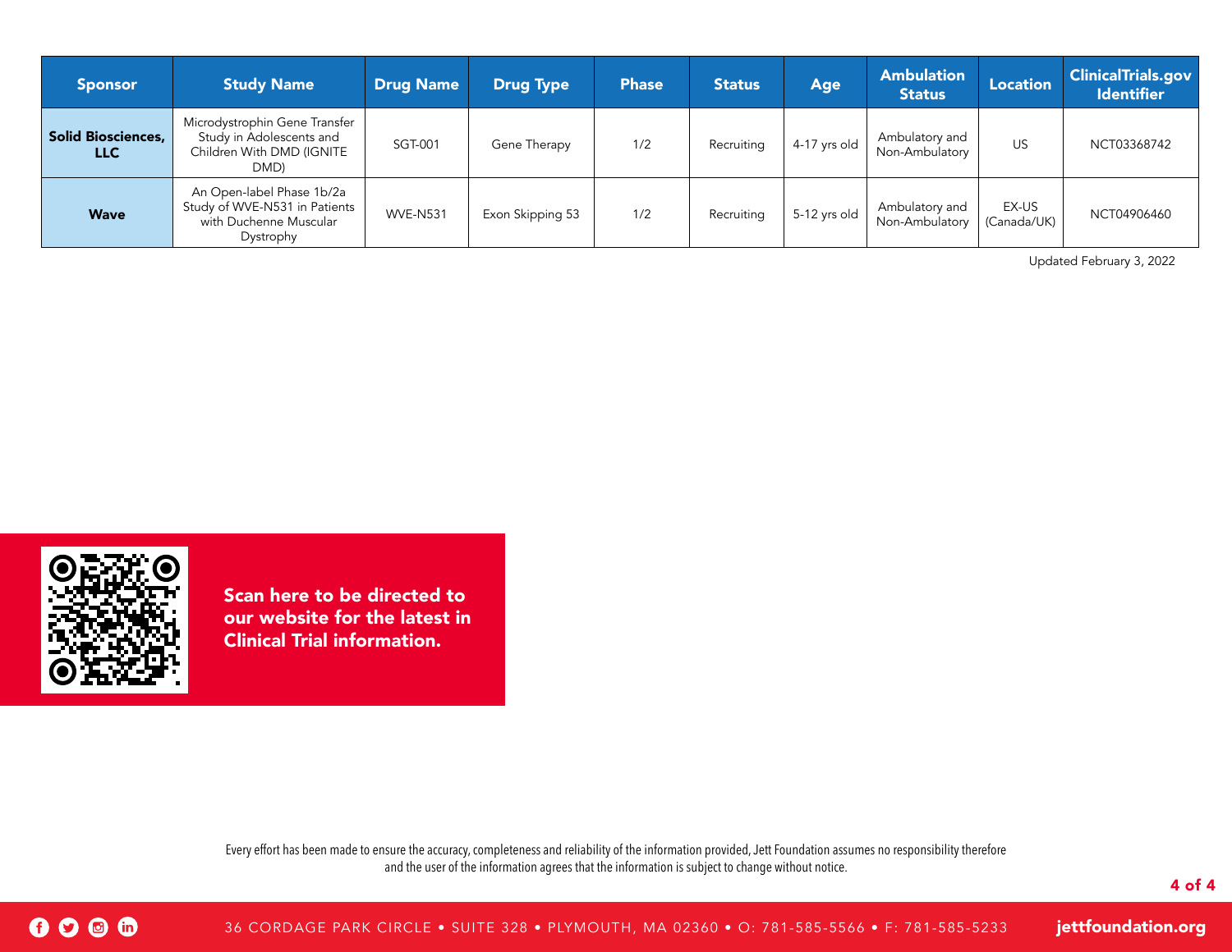| Sponsor | Study Name | Drug Name | Drug Type | Phase | Status | Age | Ambulation Status | Location | ClinicalTrials.gov Identifier |
|---|---|---|---|---|---|---|---|---|---|
| **Solid Biosciences, LLC** | Microdystrophin Gene Transfer Study in Adolescents and Children With DMD (IGNITE DMD) | SGT-001 | Gene Therapy | 1/2 | Recruiting | 4-17 yrs old | Ambulatory and Non-Ambulatory | US | NCT03368742 |
| **Wave** | An Open-label Phase 1b/2a Study of WVE-N531 in Patients with Duchenne Muscular Dystrophy | WVE-N531 | Exon Skipping 53 | 1/2 | Recruiting | 5-12 yrs old | Ambulatory and Non-Ambulatory | EX-US (Canada/UK) | NCT04906460 |

Updated February 3, 2022

**Scan here to be directed to our website for the latest in Clinical Trial information.**

Every effort has been made to ensure the accuracy, completeness and reliability of the information provided, Jett Foundation assumes no responsibility therefore and the user of the information agrees that the information is subject to change without notice.

36 CORDAGE PARK CIRCLE • SUITE 328 • PLYMOUTH, MA 02360 • O: 781-585-5566 • F: 781-585-5233

jettfoundation.org